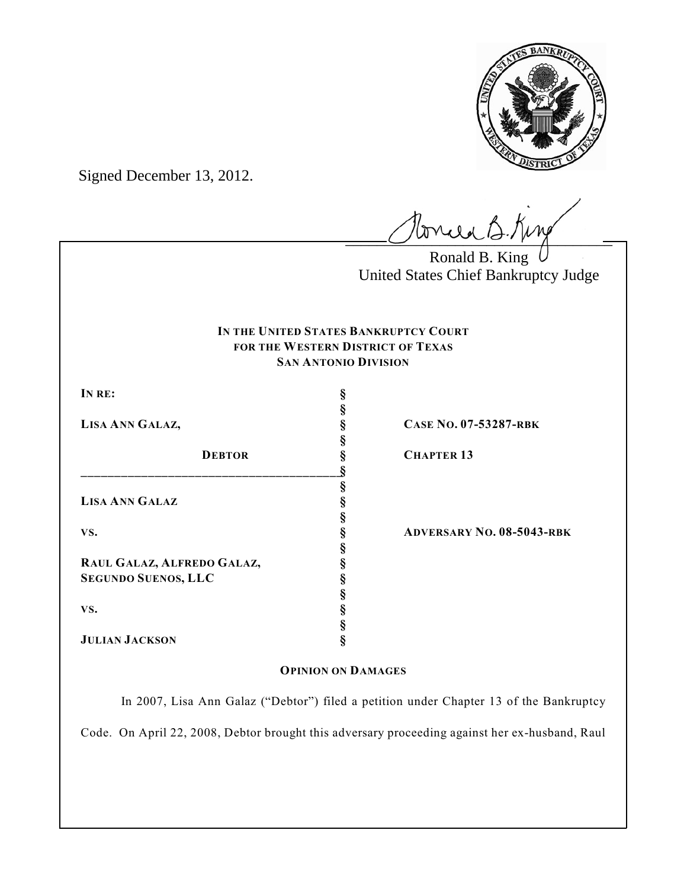Signed December 13, 2012.

Ronald B. King
United States Chief Bankruptcy Judge

**IN THE UNITED STATES BANKRUPTCY COURT**
**FOR THE WESTERN DISTRICT OF TEXAS**
**SAN ANTONIO DIVISION**

| | | |
|---|---|---|
| **IN RE:** | § | |
| | § | |
| **LISA ANN GALAZ,** | § | **CASE NO. 07-53287-RBK** |
| | § | |
| **DEBTOR** | § | **CHAPTER 13** |
| | § | |
| | § | |
| **LISA ANN GALAZ** | § | |
| | § | |
| **VS.** | § | **ADVERSARY NO. 08-5043-RBK** |
| | § | |
| **RAUL GALAZ, ALFREDO GALAZ,** | § | |
| **SEGUNDO SUENOS, LLC** | § | |
| | § | |
| **VS.** | § | |
| | § | |
| **JULIAN JACKSON** | § | |

**OPINION ON DAMAGES**

In 2007, Lisa Ann Galaz ("Debtor") filed a petition under Chapter 13 of the Bankruptcy Code. On April 22, 2008, Debtor brought this adversary proceeding against her ex-husband, Raul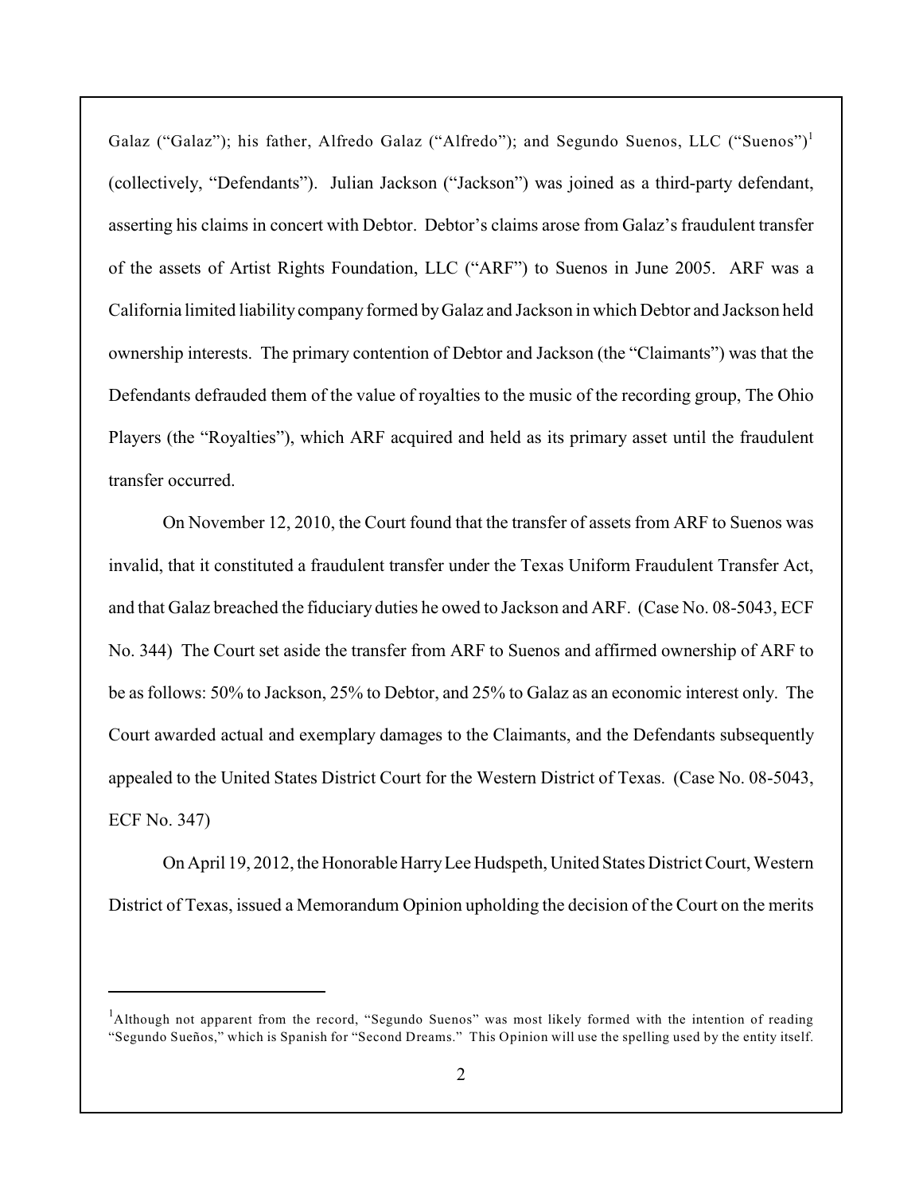Galaz ("Galaz"); his father, Alfredo Galaz ("Alfredo"); and Segundo Suenos, LLC ("Suenos")[1] (collectively, "Defendants"). Julian Jackson ("Jackson") was joined as a third-party defendant, asserting his claims in concert with Debtor. Debtor's claims arose from Galaz's fraudulent transfer of the assets of Artist Rights Foundation, LLC ("ARF") to Suenos in June 2005. ARF was a California limited liability company formed by Galaz and Jackson in which Debtor and Jackson held ownership interests. The primary contention of Debtor and Jackson (the "Claimants") was that the Defendants defrauded them of the value of royalties to the music of the recording group, The Ohio Players (the "Royalties"), which ARF acquired and held as its primary asset until the fraudulent transfer occurred.

On November 12, 2010, the Court found that the transfer of assets from ARF to Suenos was invalid, that it constituted a fraudulent transfer under the Texas Uniform Fraudulent Transfer Act, and that Galaz breached the fiduciary duties he owed to Jackson and ARF. (Case No. 08-5043, ECF No. 344) The Court set aside the transfer from ARF to Suenos and affirmed ownership of ARF to be as follows: 50% to Jackson, 25% to Debtor, and 25% to Galaz as an economic interest only. The Court awarded actual and exemplary damages to the Claimants, and the Defendants subsequently appealed to the United States District Court for the Western District of Texas. (Case No. 08-5043, ECF No. 347)

On April 19, 2012, the Honorable Harry Lee Hudspeth, United States District Court, Western District of Texas, issued a Memorandum Opinion upholding the decision of the Court on the merits

---

[1]Although not apparent from the record, "Segundo Suenos" was most likely formed with the intention of reading "Segundo Sueños," which is Spanish for "Second Dreams." This Opinion will use the spelling used by the entity itself.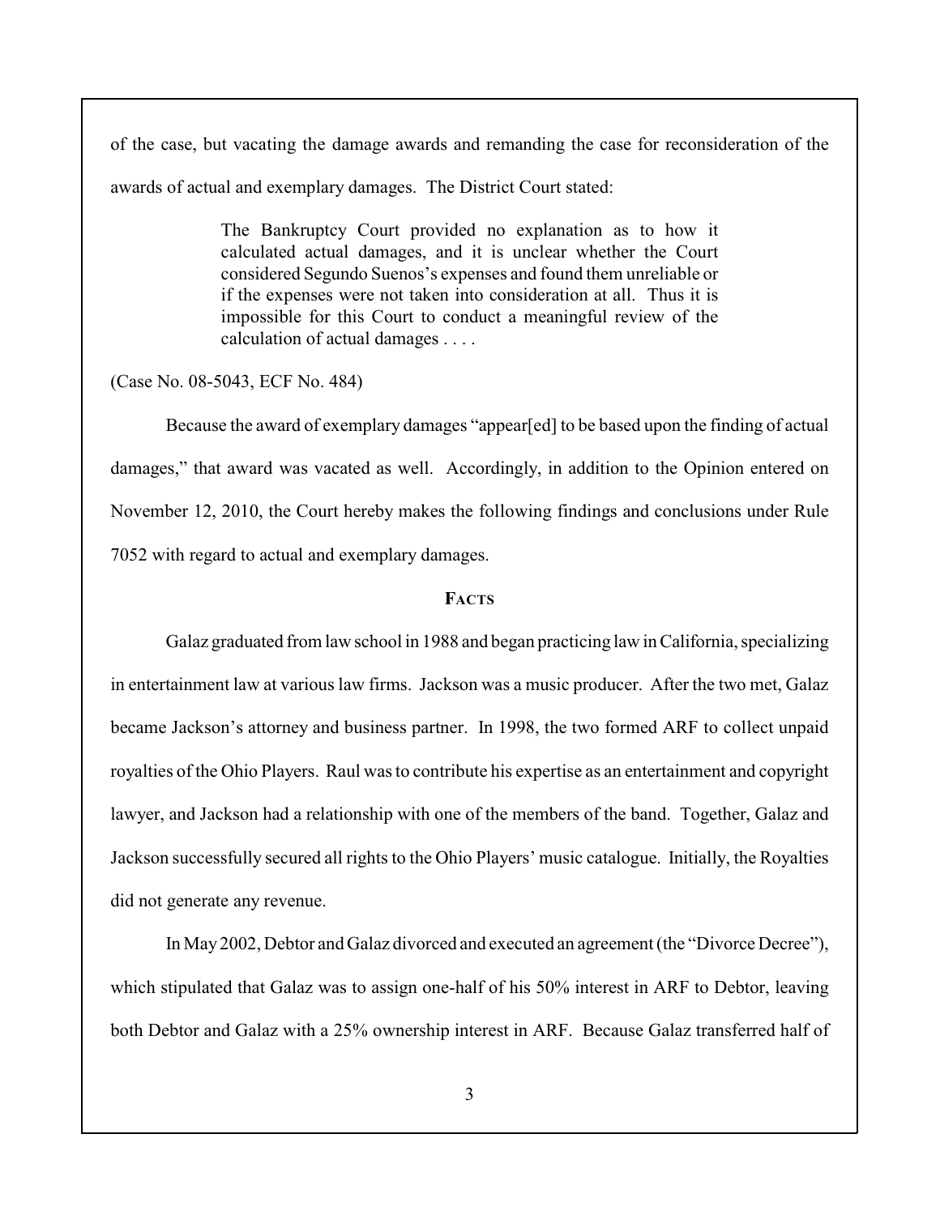of the case, but vacating the damage awards and remanding the case for reconsideration of the awards of actual and exemplary damages. The District Court stated:

> The Bankruptcy Court provided no explanation as to how it calculated actual damages, and it is unclear whether the Court considered Segundo Suenos's expenses and found them unreliable or if the expenses were not taken into consideration at all. Thus it is impossible for this Court to conduct a meaningful review of the calculation of actual damages . . . .

(Case No. 08-5043, ECF No. 484)

Because the award of exemplary damages "appear[ed] to be based upon the finding of actual damages," that award was vacated as well. Accordingly, in addition to the Opinion entered on November 12, 2010, the Court hereby makes the following findings and conclusions under Rule 7052 with regard to actual and exemplary damages.

## FACTS

Galaz graduated from law school in 1988 and began practicing law in California, specializing in entertainment law at various law firms. Jackson was a music producer. After the two met, Galaz became Jackson's attorney and business partner. In 1998, the two formed ARF to collect unpaid royalties of the Ohio Players. Raul was to contribute his expertise as an entertainment and copyright lawyer, and Jackson had a relationship with one of the members of the band. Together, Galaz and Jackson successfully secured all rights to the Ohio Players' music catalogue. Initially, the Royalties did not generate any revenue.

In May 2002, Debtor and Galaz divorced and executed an agreement (the "Divorce Decree"), which stipulated that Galaz was to assign one-half of his 50% interest in ARF to Debtor, leaving both Debtor and Galaz with a 25% ownership interest in ARF. Because Galaz transferred half of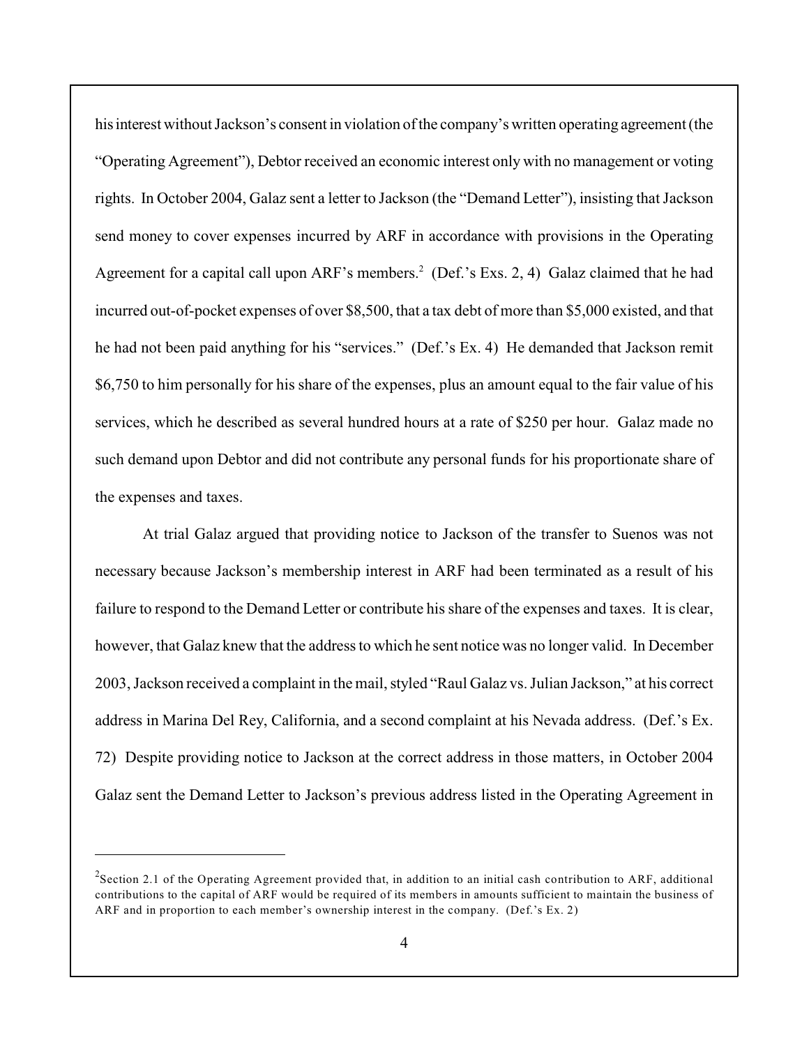his interest without Jackson's consent in violation of the company's written operating agreement (the "Operating Agreement"), Debtor received an economic interest only with no management or voting rights. In October 2004, Galaz sent a letter to Jackson (the "Demand Letter"), insisting that Jackson send money to cover expenses incurred by ARF in accordance with provisions in the Operating Agreement for a capital call upon ARF's members.[2] (Def.'s Exs. 2, 4) Galaz claimed that he had incurred out-of-pocket expenses of over $8,500, that a tax debt of more than $5,000 existed, and that he had not been paid anything for his "services." (Def.'s Ex. 4) He demanded that Jackson remit $6,750 to him personally for his share of the expenses, plus an amount equal to the fair value of his services, which he described as several hundred hours at a rate of $250 per hour. Galaz made no such demand upon Debtor and did not contribute any personal funds for his proportionate share of the expenses and taxes.

At trial Galaz argued that providing notice to Jackson of the transfer to Suenos was not necessary because Jackson's membership interest in ARF had been terminated as a result of his failure to respond to the Demand Letter or contribute his share of the expenses and taxes. It is clear, however, that Galaz knew that the address to which he sent notice was no longer valid. In December 2003, Jackson received a complaint in the mail, styled "Raul Galaz vs. Julian Jackson," at his correct address in Marina Del Rey, California, and a second complaint at his Nevada address. (Def.'s Ex. 72) Despite providing notice to Jackson at the correct address in those matters, in October 2004 Galaz sent the Demand Letter to Jackson's previous address listed in the Operating Agreement in

---

[2] Section 2.1 of the Operating Agreement provided that, in addition to an initial cash contribution to ARF, additional contributions to the capital of ARF would be required of its members in amounts sufficient to maintain the business of ARF and in proportion to each member's ownership interest in the company. (Def.'s Ex. 2)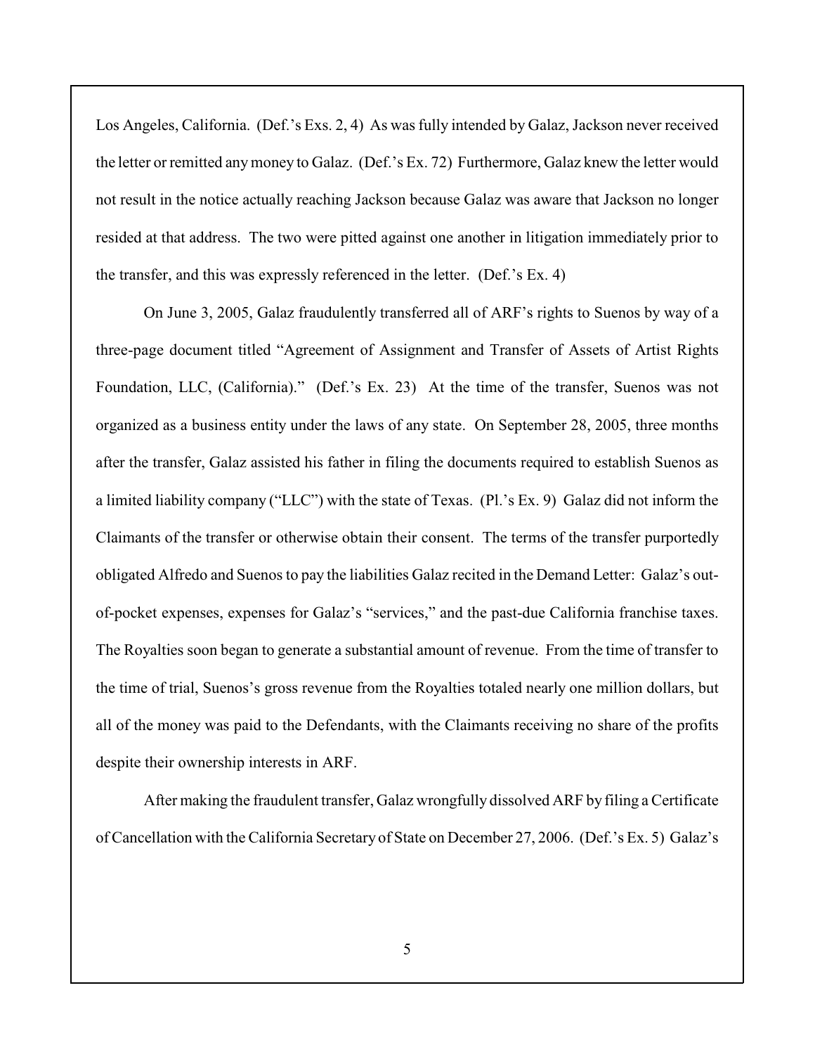Los Angeles, California. (Def.'s Exs. 2, 4) As was fully intended by Galaz, Jackson never received the letter or remitted any money to Galaz. (Def.'s Ex. 72) Furthermore, Galaz knew the letter would not result in the notice actually reaching Jackson because Galaz was aware that Jackson no longer resided at that address. The two were pitted against one another in litigation immediately prior to the transfer, and this was expressly referenced in the letter. (Def.'s Ex. 4)

On June 3, 2005, Galaz fraudulently transferred all of ARF's rights to Suenos by way of a three-page document titled "Agreement of Assignment and Transfer of Assets of Artist Rights Foundation, LLC, (California)." (Def.'s Ex. 23) At the time of the transfer, Suenos was not organized as a business entity under the laws of any state. On September 28, 2005, three months after the transfer, Galaz assisted his father in filing the documents required to establish Suenos as a limited liability company ("LLC") with the state of Texas. (Pl.'s Ex. 9) Galaz did not inform the Claimants of the transfer or otherwise obtain their consent. The terms of the transfer purportedly obligated Alfredo and Suenos to pay the liabilities Galaz recited in the Demand Letter: Galaz's out-of-pocket expenses, expenses for Galaz's "services," and the past-due California franchise taxes. The Royalties soon began to generate a substantial amount of revenue. From the time of transfer to the time of trial, Suenos's gross revenue from the Royalties totaled nearly one million dollars, but all of the money was paid to the Defendants, with the Claimants receiving no share of the profits despite their ownership interests in ARF.

After making the fraudulent transfer, Galaz wrongfully dissolved ARF by filing a Certificate of Cancellation with the California Secretary of State on December 27, 2006. (Def.'s Ex. 5) Galaz's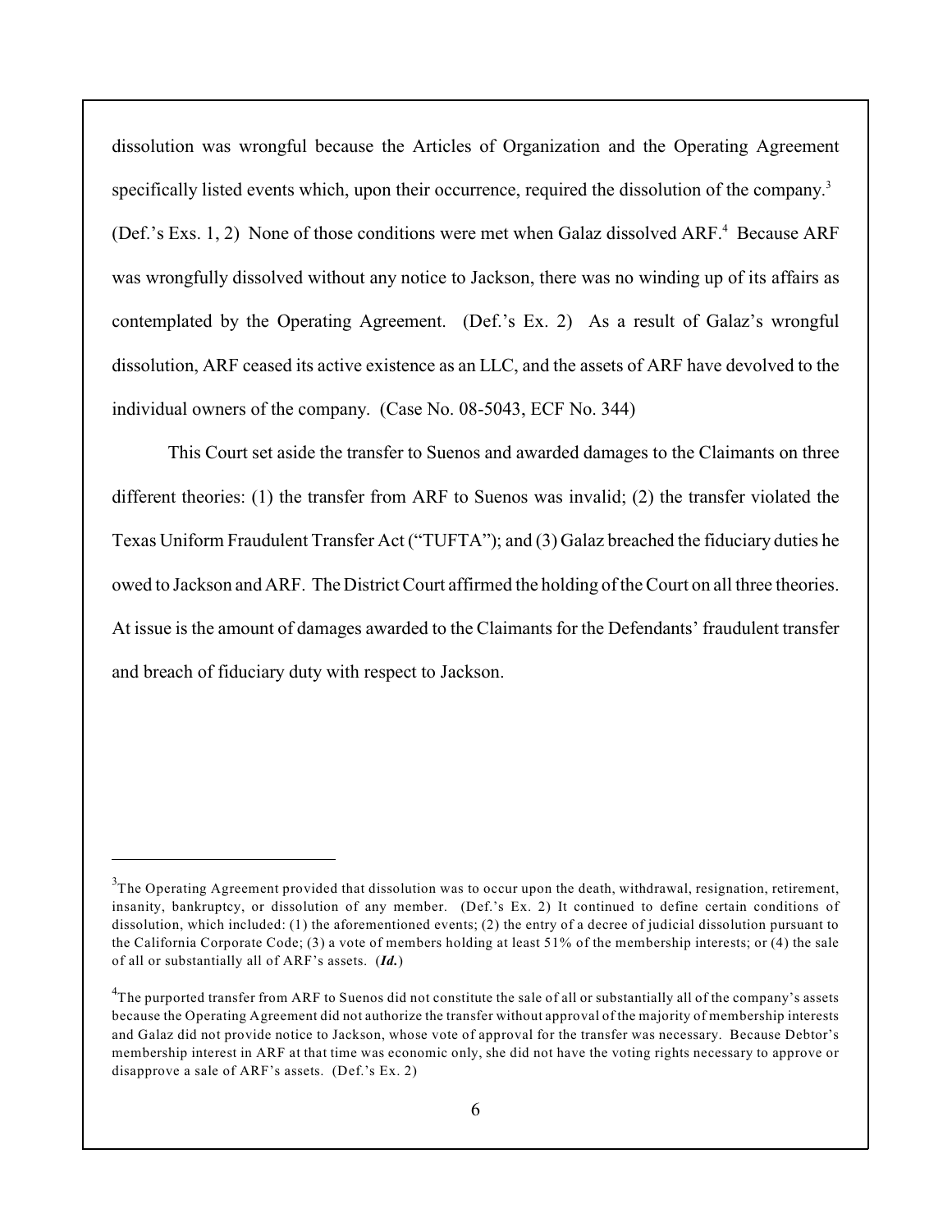dissolution was wrongful because the Articles of Organization and the Operating Agreement specifically listed events which, upon their occurrence, required the dissolution of the company.[3] (Def.'s Exs. 1, 2) None of those conditions were met when Galaz dissolved ARF.[4] Because ARF was wrongfully dissolved without any notice to Jackson, there was no winding up of its affairs as contemplated by the Operating Agreement. (Def.'s Ex. 2) As a result of Galaz's wrongful dissolution, ARF ceased its active existence as an LLC, and the assets of ARF have devolved to the individual owners of the company. (Case No. 08-5043, ECF No. 344)

This Court set aside the transfer to Suenos and awarded damages to the Claimants on three different theories: (1) the transfer from ARF to Suenos was invalid; (2) the transfer violated the Texas Uniform Fraudulent Transfer Act ("TUFTA"); and (3) Galaz breached the fiduciary duties he owed to Jackson and ARF. The District Court affirmed the holding of the Court on all three theories. At issue is the amount of damages awarded to the Claimants for the Defendants' fraudulent transfer and breach of fiduciary duty with respect to Jackson.

---

[3]The Operating Agreement provided that dissolution was to occur upon the death, withdrawal, resignation, retirement, insanity, bankruptcy, or dissolution of any member. (Def.'s Ex. 2) It continued to define certain conditions of dissolution, which included: (1) the aforementioned events; (2) the entry of a decree of judicial dissolution pursuant to the California Corporate Code; (3) a vote of members holding at least 51% of the membership interests; or (4) the sale of all or substantially all of ARF's assets. (***Id.***)

[4]The purported transfer from ARF to Suenos did not constitute the sale of all or substantially all of the company's assets because the Operating Agreement did not authorize the transfer without approval of the majority of membership interests and Galaz did not provide notice to Jackson, whose vote of approval for the transfer was necessary. Because Debtor's membership interest in ARF at that time was economic only, she did not have the voting rights necessary to approve or disapprove a sale of ARF's assets. (Def.'s Ex. 2)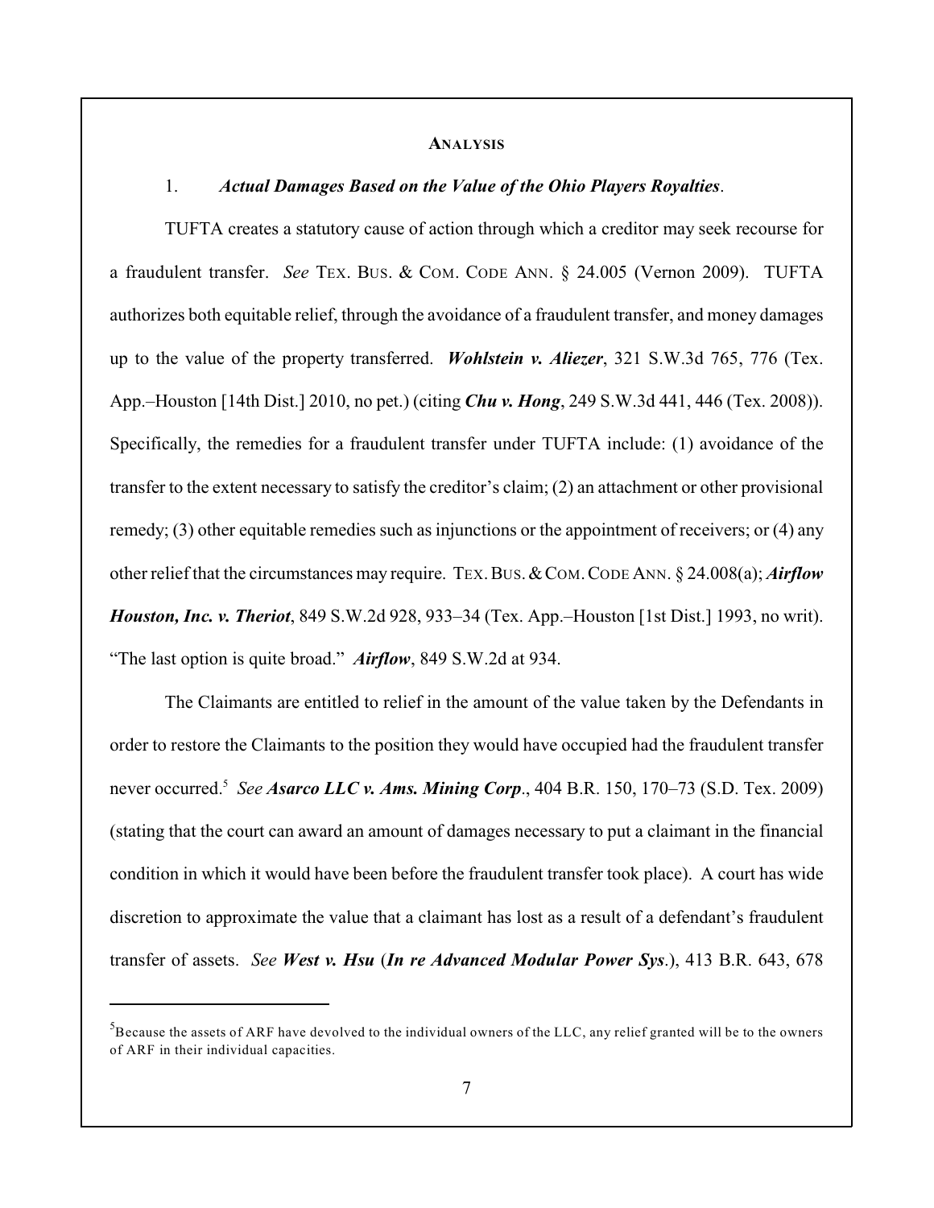## ANALYSIS

1. ***Actual Damages Based on the Value of the Ohio Players Royalties*.**

TUFTA creates a statutory cause of action through which a creditor may seek recourse for a fraudulent transfer. *See* TEX. BUS. & COM. CODE ANN. § 24.005 (Vernon 2009). TUFTA authorizes both equitable relief, through the avoidance of a fraudulent transfer, and money damages up to the value of the property transferred. ***Wohlstein v. Aliezer***, 321 S.W.3d 765, 776 (Tex. App.–Houston [14th Dist.] 2010, no pet.) (citing ***Chu v. Hong***, 249 S.W.3d 441, 446 (Tex. 2008)). Specifically, the remedies for a fraudulent transfer under TUFTA include: (1) avoidance of the transfer to the extent necessary to satisfy the creditor's claim; (2) an attachment or other provisional remedy; (3) other equitable remedies such as injunctions or the appointment of receivers; or (4) any other relief that the circumstances may require. TEX. BUS. & COM. CODE ANN. § 24.008(a); ***Airflow Houston, Inc. v. Theriot***, 849 S.W.2d 928, 933–34 (Tex. App.–Houston [1st Dist.] 1993, no writ). "The last option is quite broad." ***Airflow***, 849 S.W.2d at 934.

The Claimants are entitled to relief in the amount of the value taken by the Defendants in order to restore the Claimants to the position they would have occupied had the fraudulent transfer never occurred.[5] *See* ***Asarco LLC v. Ams. Mining Corp***., 404 B.R. 150, 170–73 (S.D. Tex. 2009) (stating that the court can award an amount of damages necessary to put a claimant in the financial condition in which it would have been before the fraudulent transfer took place). A court has wide discretion to approximate the value that a claimant has lost as a result of a defendant's fraudulent transfer of assets. *See* ***West v. Hsu*** (***In re Advanced Modular Power Sys***.), 413 B.R. 643, 678

[5] Because the assets of ARF have devolved to the individual owners of the LLC, any relief granted will be to the owners of ARF in their individual capacities.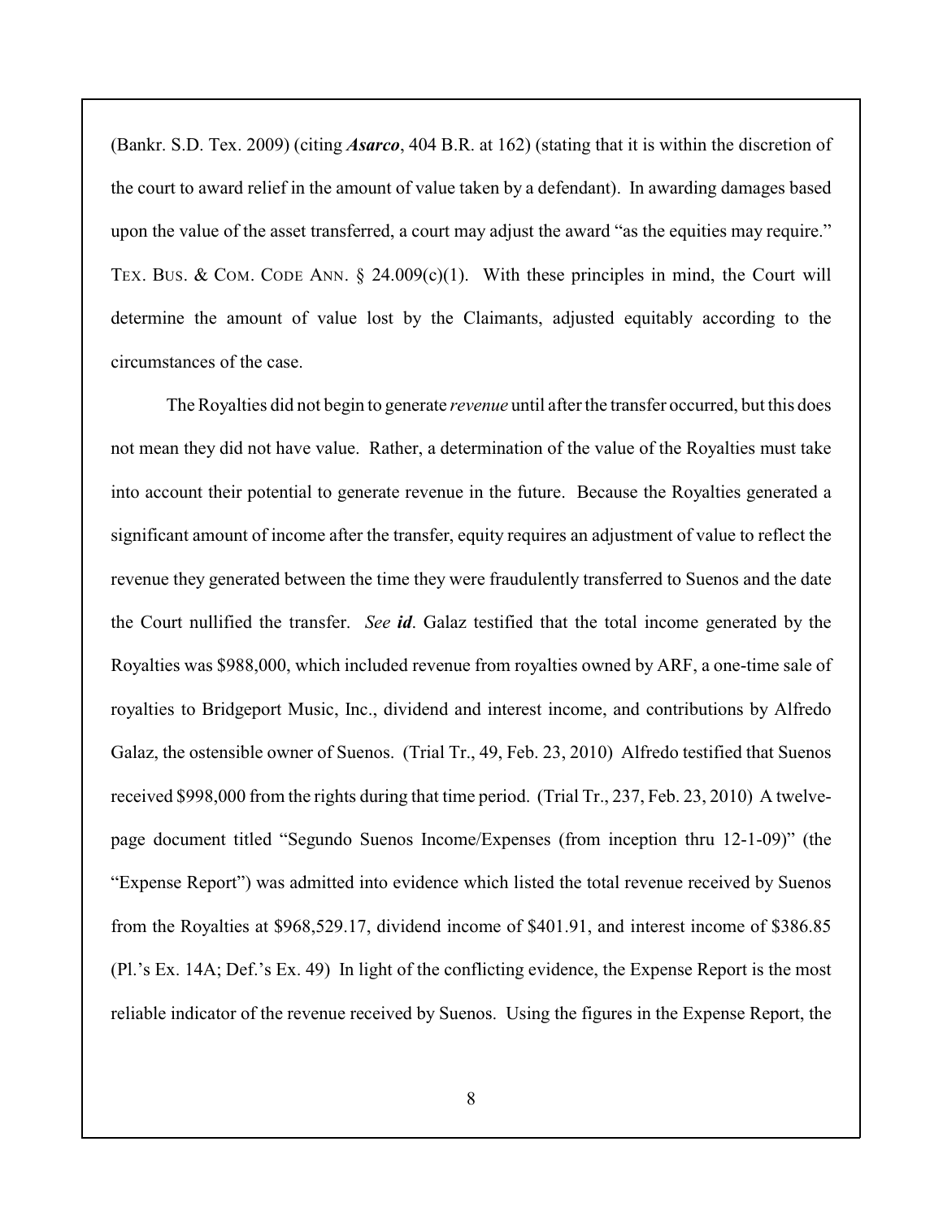(Bankr. S.D. Tex. 2009) (citing ***Asarco***, 404 B.R. at 162) (stating that it is within the discretion of the court to award relief in the amount of value taken by a defendant). In awarding damages based upon the value of the asset transferred, a court may adjust the award "as the equities may require." TEX. BUS. & COM. CODE ANN. § 24.009(c)(1). With these principles in mind, the Court will determine the amount of value lost by the Claimants, adjusted equitably according to the circumstances of the case.

The Royalties did not begin to generate *revenue* until after the transfer occurred, but this does not mean they did not have value. Rather, a determination of the value of the Royalties must take into account their potential to generate revenue in the future. Because the Royalties generated a significant amount of income after the transfer, equity requires an adjustment of value to reflect the revenue they generated between the time they were fraudulently transferred to Suenos and the date the Court nullified the transfer. *See* ***id***. Galaz testified that the total income generated by the Royalties was $988,000, which included revenue from royalties owned by ARF, a one-time sale of royalties to Bridgeport Music, Inc., dividend and interest income, and contributions by Alfredo Galaz, the ostensible owner of Suenos. (Trial Tr., 49, Feb. 23, 2010) Alfredo testified that Suenos received $998,000 from the rights during that time period. (Trial Tr., 237, Feb. 23, 2010) A twelve-page document titled "Segundo Suenos Income/Expenses (from inception thru 12-1-09)" (the "Expense Report") was admitted into evidence which listed the total revenue received by Suenos from the Royalties at $968,529.17, dividend income of $401.91, and interest income of $386.85 (Pl.'s Ex. 14A; Def.'s Ex. 49) In light of the conflicting evidence, the Expense Report is the most reliable indicator of the revenue received by Suenos. Using the figures in the Expense Report, the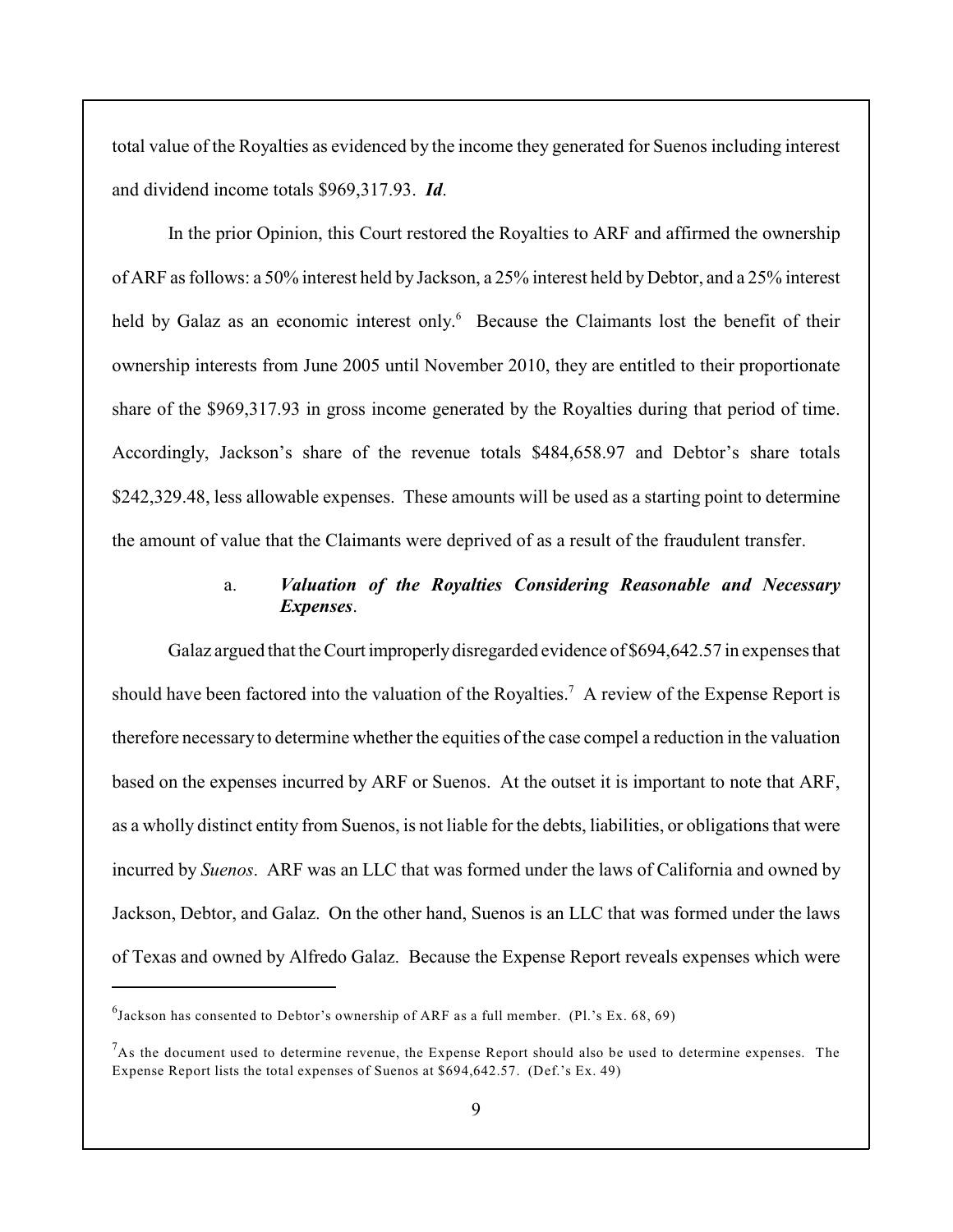total value of the Royalties as evidenced by the income they generated for Suenos including interest and dividend income totals $969,317.93. ***Id***.

In the prior Opinion, this Court restored the Royalties to ARF and affirmed the ownership of ARF as follows: a 50% interest held by Jackson, a 25% interest held by Debtor, and a 25% interest held by Galaz as an economic interest only.[6] Because the Claimants lost the benefit of their ownership interests from June 2005 until November 2010, they are entitled to their proportionate share of the $969,317.93 in gross income generated by the Royalties during that period of time. Accordingly, Jackson's share of the revenue totals $484,658.97 and Debtor's share totals $242,329.48, less allowable expenses. These amounts will be used as a starting point to determine the amount of value that the Claimants were deprived of as a result of the fraudulent transfer.

a. ***Valuation of the Royalties Considering Reasonable and Necessary Expenses***.

Galaz argued that the Court improperly disregarded evidence of $694,642.57 in expenses that should have been factored into the valuation of the Royalties.[7] A review of the Expense Report is therefore necessary to determine whether the equities of the case compel a reduction in the valuation based on the expenses incurred by ARF or Suenos. At the outset it is important to note that ARF, as a wholly distinct entity from Suenos, is not liable for the debts, liabilities, or obligations that were incurred by *Suenos*. ARF was an LLC that was formed under the laws of California and owned by Jackson, Debtor, and Galaz. On the other hand, Suenos is an LLC that was formed under the laws of Texas and owned by Alfredo Galaz. Because the Expense Report reveals expenses which were

---

[6] Jackson has consented to Debtor's ownership of ARF as a full member. (Pl.'s Ex. 68, 69)

[7] As the document used to determine revenue, the Expense Report should also be used to determine expenses. The Expense Report lists the total expenses of Suenos at $694,642.57. (Def.'s Ex. 49)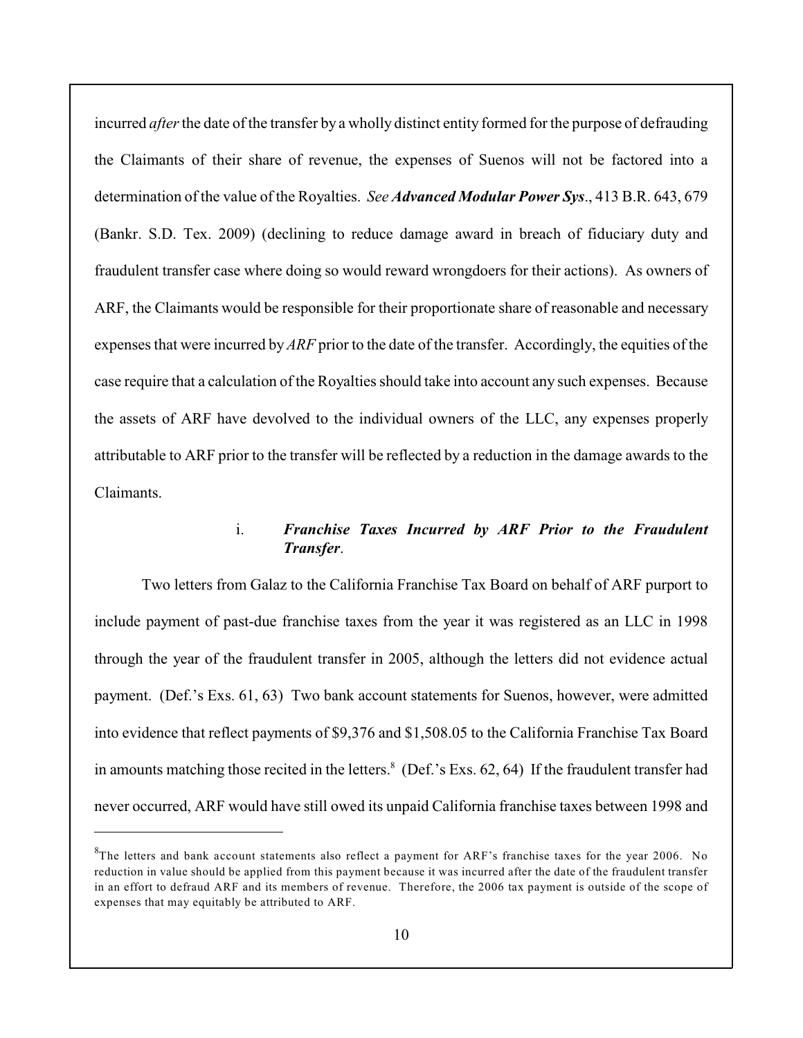incurred *after* the date of the transfer by a wholly distinct entity formed for the purpose of defrauding the Claimants of their share of revenue, the expenses of Suenos will not be factored into a determination of the value of the Royalties. *See* ***Advanced Modular Power Sys***., 413 B.R. 643, 679 (Bankr. S.D. Tex. 2009) (declining to reduce damage award in breach of fiduciary duty and fraudulent transfer case where doing so would reward wrongdoers for their actions). As owners of ARF, the Claimants would be responsible for their proportionate share of reasonable and necessary expenses that were incurred by *ARF* prior to the date of the transfer. Accordingly, the equities of the case require that a calculation of the Royalties should take into account any such expenses. Because the assets of ARF have devolved to the individual owners of the LLC, any expenses properly attributable to ARF prior to the transfer will be reflected by a reduction in the damage awards to the Claimants.

i. ***Franchise Taxes Incurred by ARF Prior to the Fraudulent Transfer***.

Two letters from Galaz to the California Franchise Tax Board on behalf of ARF purport to include payment of past-due franchise taxes from the year it was registered as an LLC in 1998 through the year of the fraudulent transfer in 2005, although the letters did not evidence actual payment. (Def.'s Exs. 61, 63) Two bank account statements for Suenos, however, were admitted into evidence that reflect payments of $9,376 and $1,508.05 to the California Franchise Tax Board in amounts matching those recited in the letters.[8] (Def.'s Exs. 62, 64) If the fraudulent transfer had never occurred, ARF would have still owed its unpaid California franchise taxes between 1998 and

[8]The letters and bank account statements also reflect a payment for ARF's franchise taxes for the year 2006. No reduction in value should be applied from this payment because it was incurred after the date of the fraudulent transfer in an effort to defraud ARF and its members of revenue. Therefore, the 2006 tax payment is outside of the scope of expenses that may equitably be attributed to ARF.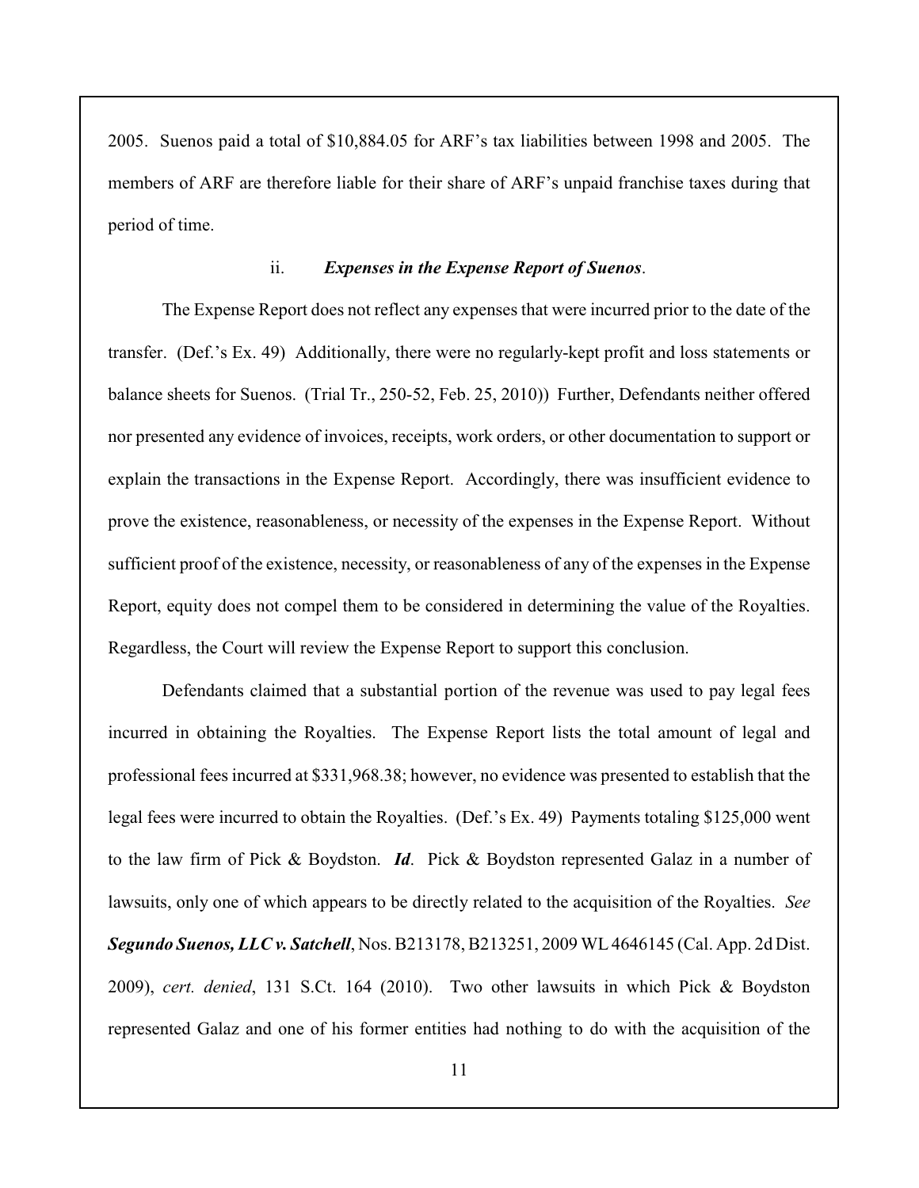2005. Suenos paid a total of $10,884.05 for ARF's tax liabilities between 1998 and 2005. The members of ARF are therefore liable for their share of ARF's unpaid franchise taxes during that period of time.

ii. ***Expenses in the Expense Report of Suenos***.

The Expense Report does not reflect any expenses that were incurred prior to the date of the transfer. (Def.'s Ex. 49) Additionally, there were no regularly-kept profit and loss statements or balance sheets for Suenos. (Trial Tr., 250-52, Feb. 25, 2010)) Further, Defendants neither offered nor presented any evidence of invoices, receipts, work orders, or other documentation to support or explain the transactions in the Expense Report. Accordingly, there was insufficient evidence to prove the existence, reasonableness, or necessity of the expenses in the Expense Report. Without sufficient proof of the existence, necessity, or reasonableness of any of the expenses in the Expense Report, equity does not compel them to be considered in determining the value of the Royalties. Regardless, the Court will review the Expense Report to support this conclusion.

Defendants claimed that a substantial portion of the revenue was used to pay legal fees incurred in obtaining the Royalties. The Expense Report lists the total amount of legal and professional fees incurred at $331,968.38; however, no evidence was presented to establish that the legal fees were incurred to obtain the Royalties. (Def.'s Ex. 49) Payments totaling $125,000 went to the law firm of Pick & Boydston. ***Id***. Pick & Boydston represented Galaz in a number of lawsuits, only one of which appears to be directly related to the acquisition of the Royalties. *See* ***Segundo Suenos, LLC v. Satchell***, Nos. B213178, B213251, 2009 WL 4646145 (Cal. App. 2d Dist. 2009), *cert. denied*, 131 S.Ct. 164 (2010). Two other lawsuits in which Pick & Boydston represented Galaz and one of his former entities had nothing to do with the acquisition of the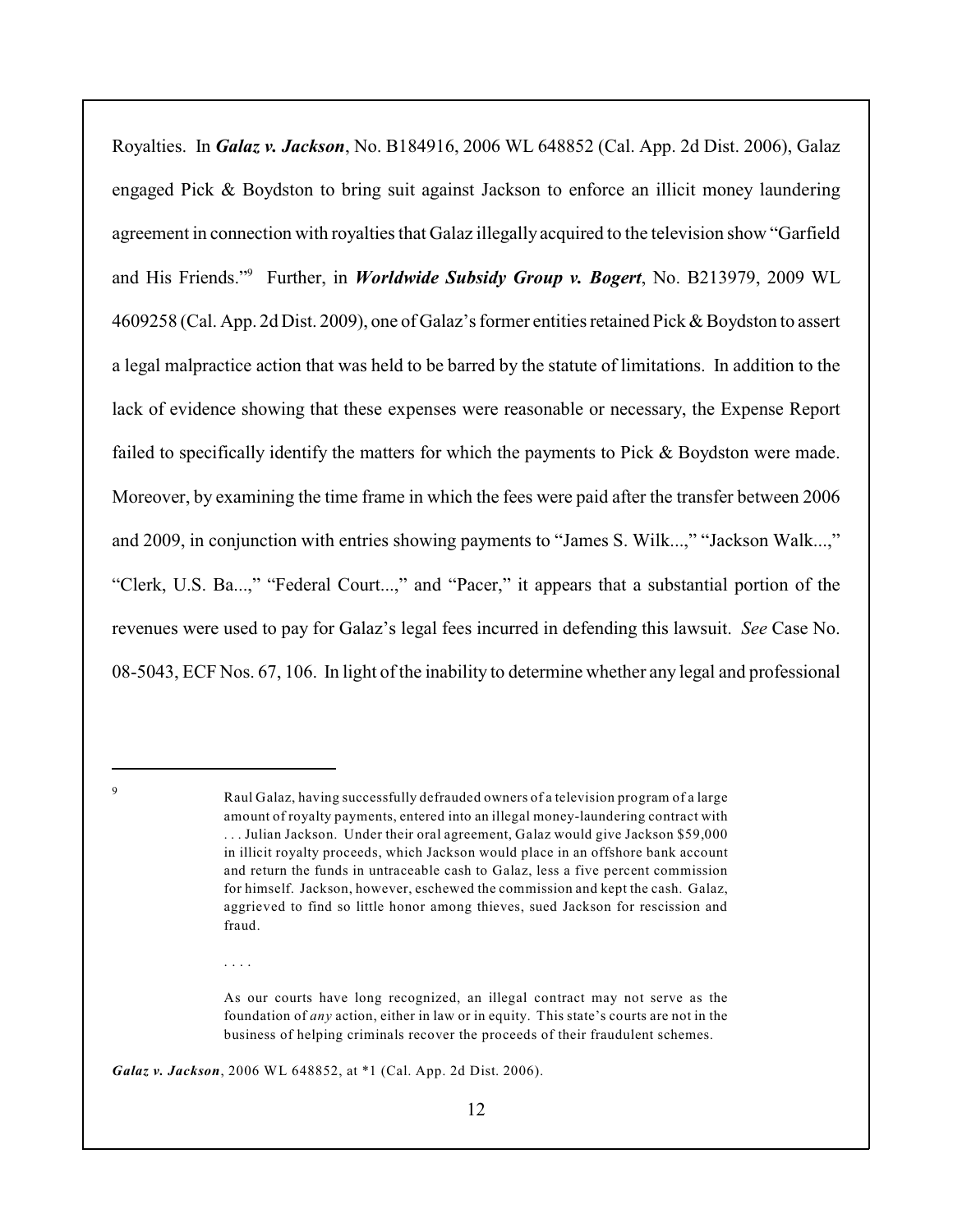Royalties. In ***Galaz v. Jackson***, No. B184916, 2006 WL 648852 (Cal. App. 2d Dist. 2006), Galaz engaged Pick & Boydston to bring suit against Jackson to enforce an illicit money laundering agreement in connection with royalties that Galaz illegally acquired to the television show "Garfield and His Friends."[9] Further, in ***Worldwide Subsidy Group v. Bogert***, No. B213979, 2009 WL 4609258 (Cal. App. 2d Dist. 2009), one of Galaz's former entities retained Pick & Boydston to assert a legal malpractice action that was held to be barred by the statute of limitations. In addition to the lack of evidence showing that these expenses were reasonable or necessary, the Expense Report failed to specifically identify the matters for which the payments to Pick & Boydston were made. Moreover, by examining the time frame in which the fees were paid after the transfer between 2006 and 2009, in conjunction with entries showing payments to "James S. Wilk...," "Jackson Walk...," "Clerk, U.S. Ba...," "Federal Court...," and "Pacer," it appears that a substantial portion of the revenues were used to pay for Galaz's legal fees incurred in defending this lawsuit. *See* Case No. 08-5043, ECF Nos. 67, 106. In light of the inability to determine whether any legal and professional

---

[9]

> Raul Galaz, having successfully defrauded owners of a television program of a large amount of royalty payments, entered into an illegal money-laundering contract with . . . Julian Jackson. Under their oral agreement, Galaz would give Jackson $59,000 in illicit royalty proceeds, which Jackson would place in an offshore bank account and return the funds in untraceable cash to Galaz, less a five percent commission for himself. Jackson, however, eschewed the commission and kept the cash. Galaz, aggrieved to find so little honor among thieves, sued Jackson for rescission and fraud.
>
> . . . .
>
> As our courts have long recognized, an illegal contract may not serve as the foundation of *any* action, either in law or in equity. This state's courts are not in the business of helping criminals recover the proceeds of their fraudulent schemes.

***Galaz v. Jackson***, 2006 WL 648852, at *1 (Cal. App. 2d Dist. 2006).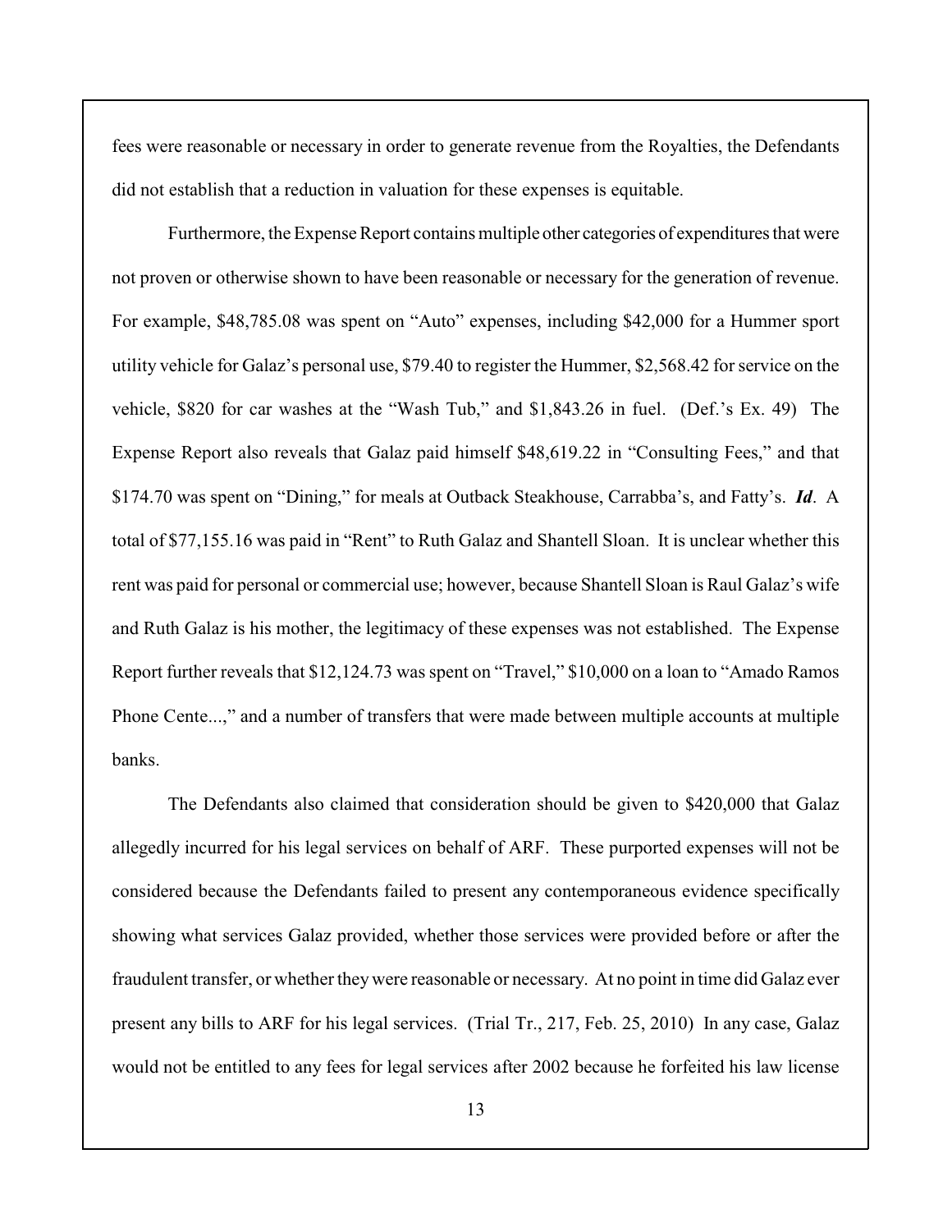fees were reasonable or necessary in order to generate revenue from the Royalties, the Defendants did not establish that a reduction in valuation for these expenses is equitable.

Furthermore, the Expense Report contains multiple other categories of expenditures that were not proven or otherwise shown to have been reasonable or necessary for the generation of revenue. For example, $48,785.08 was spent on "Auto" expenses, including $42,000 for a Hummer sport utility vehicle for Galaz's personal use, $79.40 to register the Hummer, $2,568.42 for service on the vehicle, $820 for car washes at the "Wash Tub," and $1,843.26 in fuel. (Def.'s Ex. 49) The Expense Report also reveals that Galaz paid himself $48,619.22 in "Consulting Fees," and that $174.70 was spent on "Dining," for meals at Outback Steakhouse, Carrabba's, and Fatty's. ***Id***. A total of $77,155.16 was paid in "Rent" to Ruth Galaz and Shantell Sloan. It is unclear whether this rent was paid for personal or commercial use; however, because Shantell Sloan is Raul Galaz's wife and Ruth Galaz is his mother, the legitimacy of these expenses was not established. The Expense Report further reveals that $12,124.73 was spent on "Travel," $10,000 on a loan to "Amado Ramos Phone Cente...," and a number of transfers that were made between multiple accounts at multiple banks.

The Defendants also claimed that consideration should be given to $420,000 that Galaz allegedly incurred for his legal services on behalf of ARF. These purported expenses will not be considered because the Defendants failed to present any contemporaneous evidence specifically showing what services Galaz provided, whether those services were provided before or after the fraudulent transfer, or whether they were reasonable or necessary. At no point in time did Galaz ever present any bills to ARF for his legal services. (Trial Tr., 217, Feb. 25, 2010) In any case, Galaz would not be entitled to any fees for legal services after 2002 because he forfeited his law license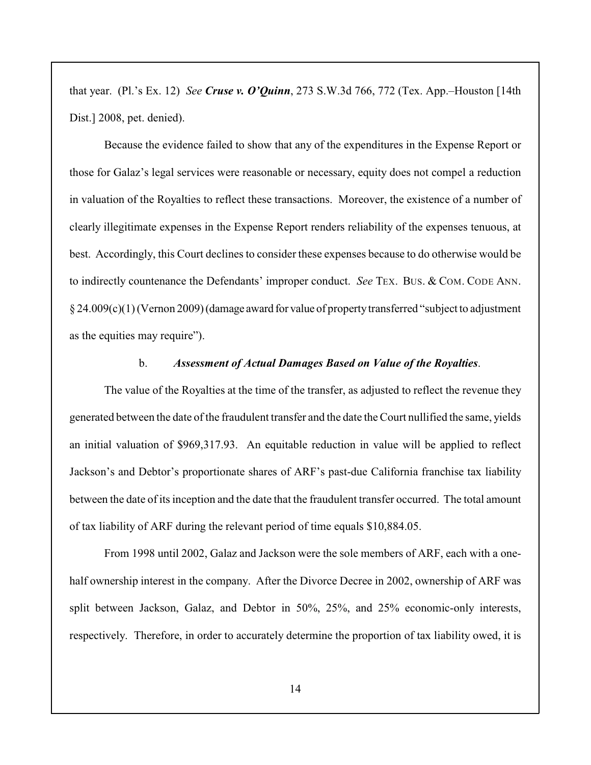that year. (Pl.'s Ex. 12) *See **Cruse v. O'Quinn***, 273 S.W.3d 766, 772 (Tex. App.–Houston [14th Dist.] 2008, pet. denied).

Because the evidence failed to show that any of the expenditures in the Expense Report or those for Galaz's legal services were reasonable or necessary, equity does not compel a reduction in valuation of the Royalties to reflect these transactions. Moreover, the existence of a number of clearly illegitimate expenses in the Expense Report renders reliability of the expenses tenuous, at best. Accordingly, this Court declines to consider these expenses because to do otherwise would be to indirectly countenance the Defendants' improper conduct. *See* TEX. BUS. & COM. CODE ANN. § 24.009(c)(1) (Vernon 2009) (damage award for value of property transferred "subject to adjustment as the equities may require").

b. ***Assessment of Actual Damages Based on Value of the Royalties*.**

The value of the Royalties at the time of the transfer, as adjusted to reflect the revenue they generated between the date of the fraudulent transfer and the date the Court nullified the same, yields an initial valuation of $969,317.93. An equitable reduction in value will be applied to reflect Jackson's and Debtor's proportionate shares of ARF's past-due California franchise tax liability between the date of its inception and the date that the fraudulent transfer occurred. The total amount of tax liability of ARF during the relevant period of time equals $10,884.05.

From 1998 until 2002, Galaz and Jackson were the sole members of ARF, each with a one-half ownership interest in the company. After the Divorce Decree in 2002, ownership of ARF was split between Jackson, Galaz, and Debtor in 50%, 25%, and 25% economic-only interests, respectively. Therefore, in order to accurately determine the proportion of tax liability owed, it is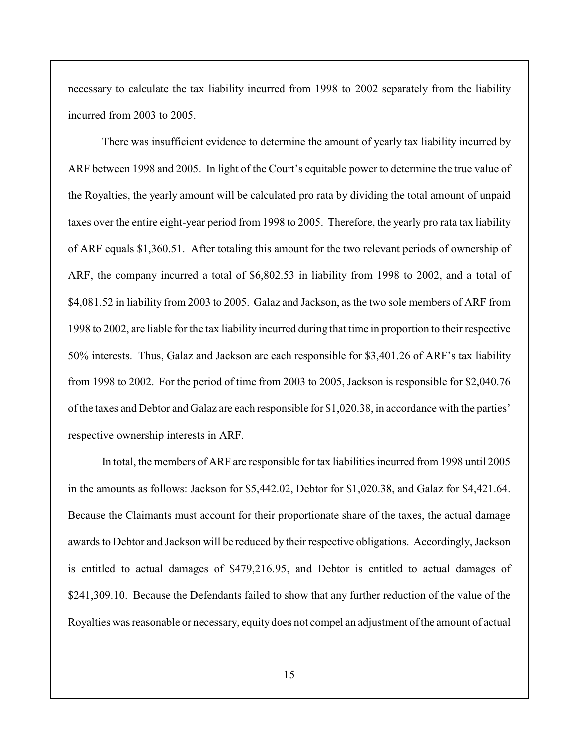necessary to calculate the tax liability incurred from 1998 to 2002 separately from the liability incurred from 2003 to 2005.

There was insufficient evidence to determine the amount of yearly tax liability incurred by ARF between 1998 and 2005. In light of the Court's equitable power to determine the true value of the Royalties, the yearly amount will be calculated pro rata by dividing the total amount of unpaid taxes over the entire eight-year period from 1998 to 2005. Therefore, the yearly pro rata tax liability of ARF equals $1,360.51. After totaling this amount for the two relevant periods of ownership of ARF, the company incurred a total of $6,802.53 in liability from 1998 to 2002, and a total of $4,081.52 in liability from 2003 to 2005. Galaz and Jackson, as the two sole members of ARF from 1998 to 2002, are liable for the tax liability incurred during that time in proportion to their respective 50% interests. Thus, Galaz and Jackson are each responsible for $3,401.26 of ARF's tax liability from 1998 to 2002. For the period of time from 2003 to 2005, Jackson is responsible for $2,040.76 of the taxes and Debtor and Galaz are each responsible for $1,020.38, in accordance with the parties' respective ownership interests in ARF.

In total, the members of ARF are responsible for tax liabilities incurred from 1998 until 2005 in the amounts as follows: Jackson for $5,442.02, Debtor for $1,020.38, and Galaz for $4,421.64. Because the Claimants must account for their proportionate share of the taxes, the actual damage awards to Debtor and Jackson will be reduced by their respective obligations. Accordingly, Jackson is entitled to actual damages of $479,216.95, and Debtor is entitled to actual damages of $241,309.10. Because the Defendants failed to show that any further reduction of the value of the Royalties was reasonable or necessary, equity does not compel an adjustment of the amount of actual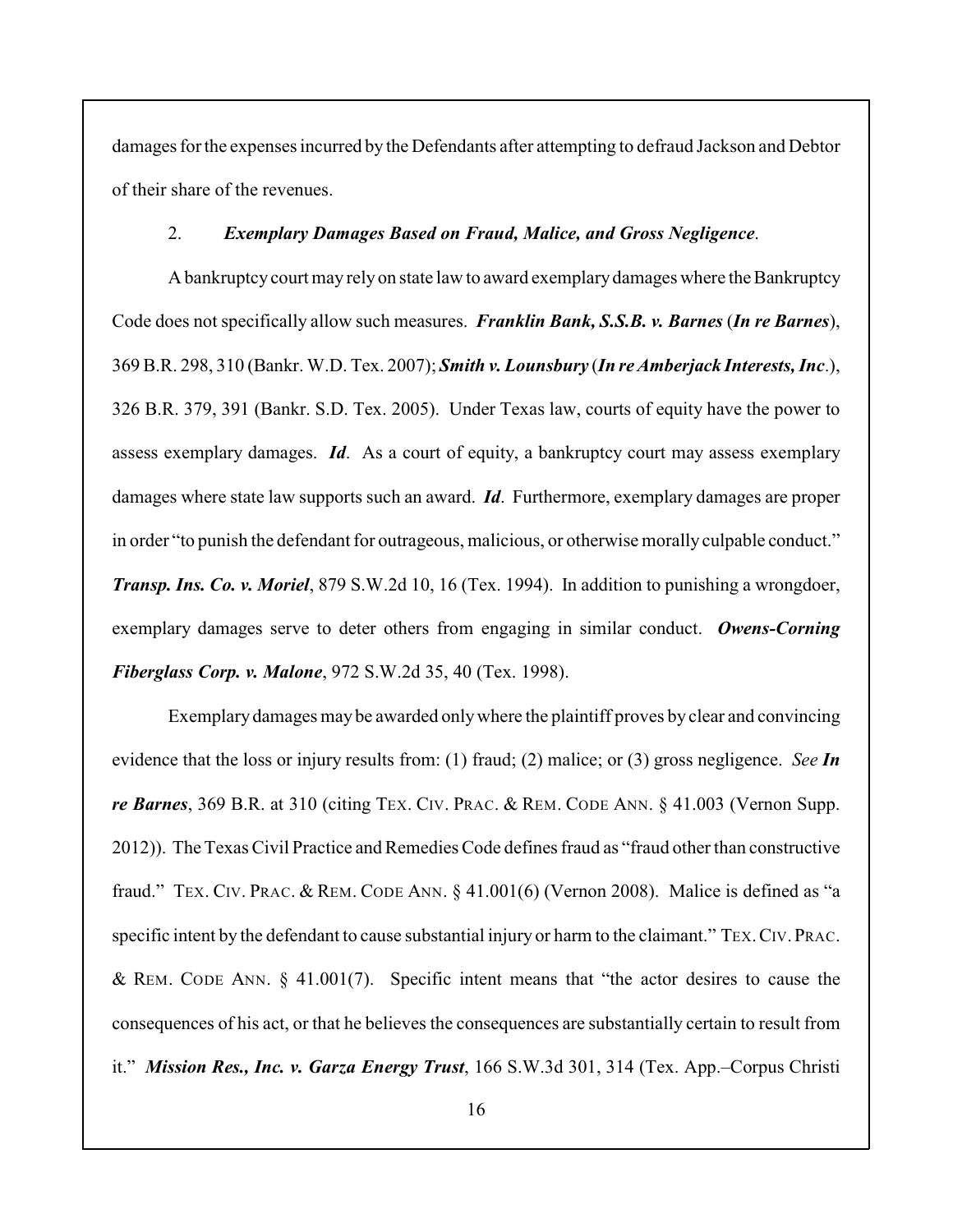damages for the expenses incurred by the Defendants after attempting to defraud Jackson and Debtor of their share of the revenues.

2. ***Exemplary Damages Based on Fraud, Malice, and Gross Negligence***.

A bankruptcy court may rely on state law to award exemplary damages where the Bankruptcy Code does not specifically allow such measures. ***Franklin Bank, S.S.B. v. Barnes*** (***In re Barnes***), 369 B.R. 298, 310 (Bankr. W.D. Tex. 2007); ***Smith v. Lounsbury*** (***In re Amberjack Interests, Inc***.), 326 B.R. 379, 391 (Bankr. S.D. Tex. 2005). Under Texas law, courts of equity have the power to assess exemplary damages. ***Id***. As a court of equity, a bankruptcy court may assess exemplary damages where state law supports such an award. ***Id***. Furthermore, exemplary damages are proper in order "to punish the defendant for outrageous, malicious, or otherwise morally culpable conduct." ***Transp. Ins. Co. v. Moriel***, 879 S.W.2d 10, 16 (Tex. 1994). In addition to punishing a wrongdoer, exemplary damages serve to deter others from engaging in similar conduct. ***Owens-Corning Fiberglass Corp. v. Malone***, 972 S.W.2d 35, 40 (Tex. 1998).

Exemplary damages may be awarded only where the plaintiff proves by clear and convincing evidence that the loss or injury results from: (1) fraud; (2) malice; or (3) gross negligence. *See* ***In re Barnes***, 369 B.R. at 310 (citing TEX. CIV. PRAC. & REM. CODE ANN. § 41.003 (Vernon Supp. 2012)). The Texas Civil Practice and Remedies Code defines fraud as "fraud other than constructive fraud." TEX. CIV. PRAC. & REM. CODE ANN. § 41.001(6) (Vernon 2008). Malice is defined as "a specific intent by the defendant to cause substantial injury or harm to the claimant." TEX. CIV. PRAC. & REM. CODE ANN. § 41.001(7). Specific intent means that "the actor desires to cause the consequences of his act, or that he believes the consequences are substantially certain to result from it." ***Mission Res., Inc. v. Garza Energy Trust***, 166 S.W.3d 301, 314 (Tex. App.–Corpus Christi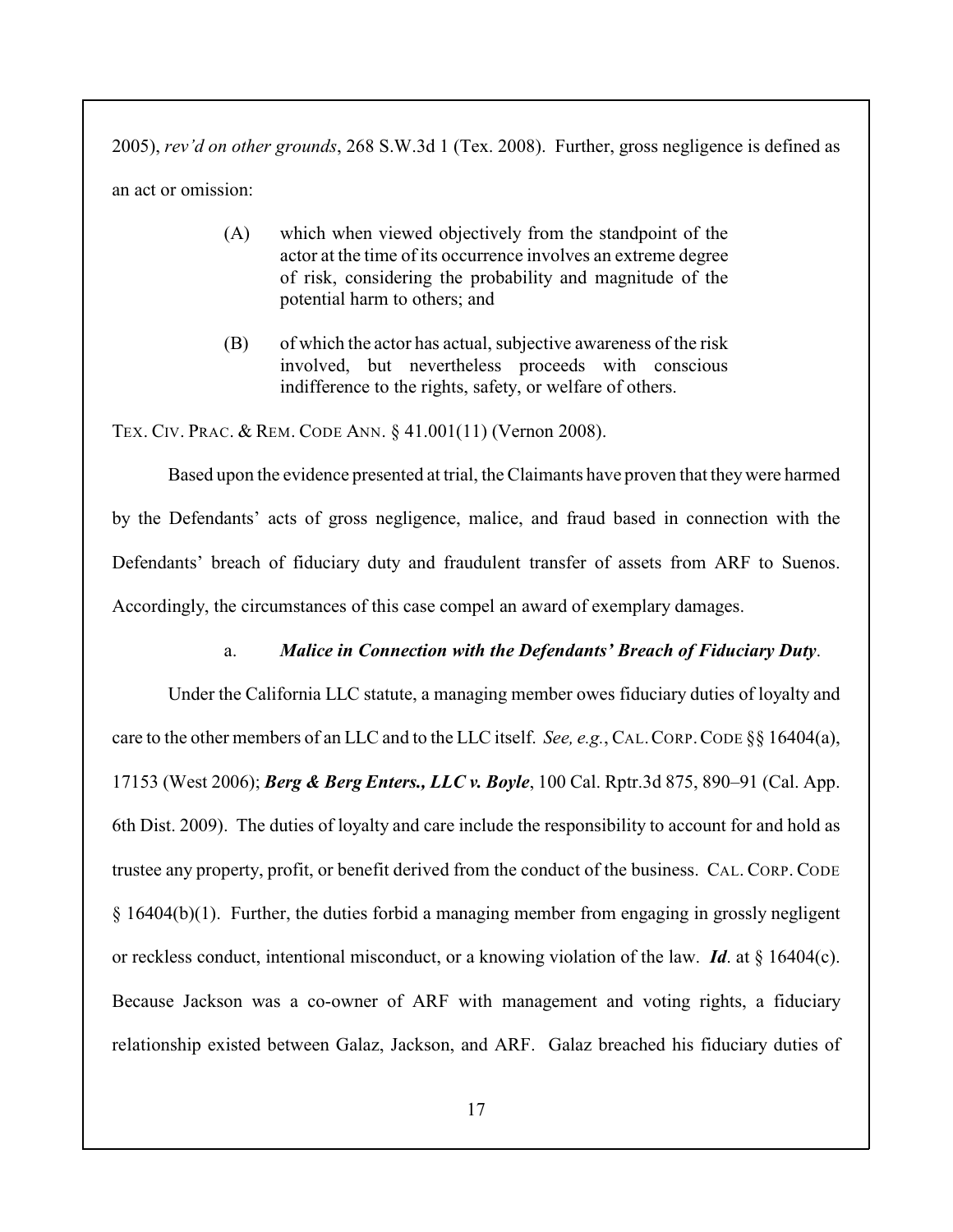2005), *rev'd on other grounds*, 268 S.W.3d 1 (Tex. 2008). Further, gross negligence is defined as an act or omission:

> (A) which when viewed objectively from the standpoint of the actor at the time of its occurrence involves an extreme degree of risk, considering the probability and magnitude of the potential harm to others; and
>
> (B) of which the actor has actual, subjective awareness of the risk involved, but nevertheless proceeds with conscious indifference to the rights, safety, or welfare of others.

TEX. CIV. PRAC. & REM. CODE ANN. § 41.001(11) (Vernon 2008).

Based upon the evidence presented at trial, the Claimants have proven that they were harmed by the Defendants' acts of gross negligence, malice, and fraud based in connection with the Defendants' breach of fiduciary duty and fraudulent transfer of assets from ARF to Suenos. Accordingly, the circumstances of this case compel an award of exemplary damages.

a. ***Malice in Connection with the Defendants' Breach of Fiduciary Duty***.

Under the California LLC statute, a managing member owes fiduciary duties of loyalty and care to the other members of an LLC and to the LLC itself. *See, e.g.*, CAL. CORP. CODE §§ 16404(a), 17153 (West 2006); ***Berg & Berg Enters., LLC v. Boyle***, 100 Cal. Rptr.3d 875, 890–91 (Cal. App. 6th Dist. 2009). The duties of loyalty and care include the responsibility to account for and hold as trustee any property, profit, or benefit derived from the conduct of the business. CAL. CORP. CODE § 16404(b)(1). Further, the duties forbid a managing member from engaging in grossly negligent or reckless conduct, intentional misconduct, or a knowing violation of the law. ***Id***. at § 16404(c). Because Jackson was a co-owner of ARF with management and voting rights, a fiduciary relationship existed between Galaz, Jackson, and ARF. Galaz breached his fiduciary duties of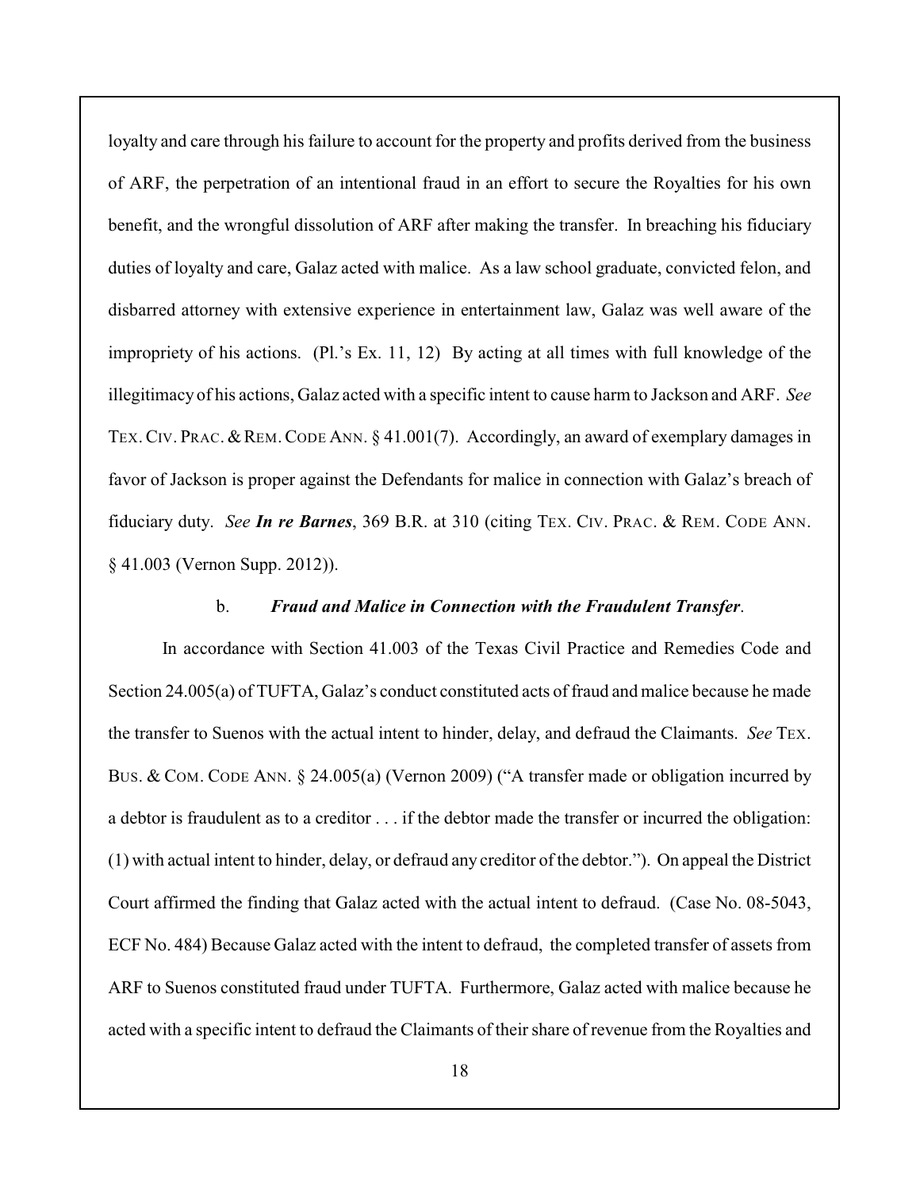loyalty and care through his failure to account for the property and profits derived from the business of ARF, the perpetration of an intentional fraud in an effort to secure the Royalties for his own benefit, and the wrongful dissolution of ARF after making the transfer. In breaching his fiduciary duties of loyalty and care, Galaz acted with malice. As a law school graduate, convicted felon, and disbarred attorney with extensive experience in entertainment law, Galaz was well aware of the impropriety of his actions. (Pl.'s Ex. 11, 12) By acting at all times with full knowledge of the illegitimacy of his actions, Galaz acted with a specific intent to cause harm to Jackson and ARF. *See* TEX. CIV. PRAC. & REM. CODE ANN. § 41.001(7). Accordingly, an award of exemplary damages in favor of Jackson is proper against the Defendants for malice in connection with Galaz's breach of fiduciary duty. *See* ***In re Barnes***, 369 B.R. at 310 (citing TEX. CIV. PRAC. & REM. CODE ANN. § 41.003 (Vernon Supp. 2012)).

b. ***Fraud and Malice in Connection with the Fraudulent Transfer***.

In accordance with Section 41.003 of the Texas Civil Practice and Remedies Code and Section 24.005(a) of TUFTA, Galaz's conduct constituted acts of fraud and malice because he made the transfer to Suenos with the actual intent to hinder, delay, and defraud the Claimants. *See* TEX. BUS. & COM. CODE ANN. § 24.005(a) (Vernon 2009) ("A transfer made or obligation incurred by a debtor is fraudulent as to a creditor . . . if the debtor made the transfer or incurred the obligation: (1) with actual intent to hinder, delay, or defraud any creditor of the debtor."). On appeal the District Court affirmed the finding that Galaz acted with the actual intent to defraud. (Case No. 08-5043, ECF No. 484) Because Galaz acted with the intent to defraud, the completed transfer of assets from ARF to Suenos constituted fraud under TUFTA. Furthermore, Galaz acted with malice because he acted with a specific intent to defraud the Claimants of their share of revenue from the Royalties and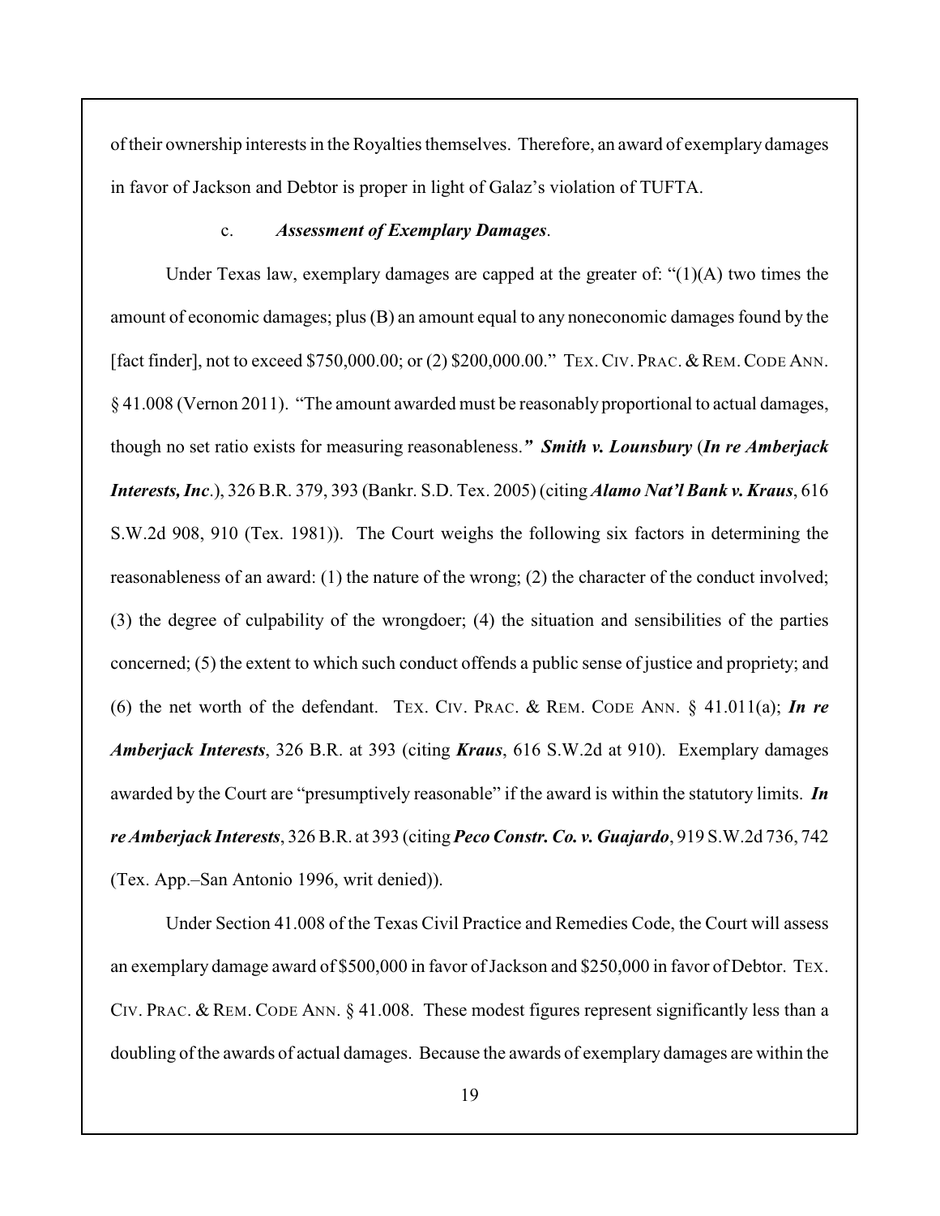of their ownership interests in the Royalties themselves. Therefore, an award of exemplary damages in favor of Jackson and Debtor is proper in light of Galaz's violation of TUFTA.

c. ***Assessment of Exemplary Damages***.

Under Texas law, exemplary damages are capped at the greater of: "(1)(A) two times the amount of economic damages; plus (B) an amount equal to any noneconomic damages found by the [fact finder], not to exceed $750,000.00; or (2) $200,000.00." TEX. CIV. PRAC. & REM. CODE ANN. § 41.008 (Vernon 2011). "The amount awarded must be reasonably proportional to actual damages, though no set ratio exists for measuring reasonableness." ***Smith v. Lounsbury*** (***In re Amberjack Interests, Inc***.), 326 B.R. 379, 393 (Bankr. S.D. Tex. 2005) (citing ***Alamo Nat'l Bank v. Kraus***, 616 S.W.2d 908, 910 (Tex. 1981)). The Court weighs the following six factors in determining the reasonableness of an award: (1) the nature of the wrong; (2) the character of the conduct involved; (3) the degree of culpability of the wrongdoer; (4) the situation and sensibilities of the parties concerned; (5) the extent to which such conduct offends a public sense of justice and propriety; and (6) the net worth of the defendant. TEX. CIV. PRAC. & REM. CODE ANN. § 41.011(a); ***In re Amberjack Interests***, 326 B.R. at 393 (citing ***Kraus***, 616 S.W.2d at 910). Exemplary damages awarded by the Court are "presumptively reasonable" if the award is within the statutory limits. ***In re Amberjack Interests***, 326 B.R. at 393 (citing ***Peco Constr. Co. v. Guajardo***, 919 S.W.2d 736, 742 (Tex. App.–San Antonio 1996, writ denied)).

Under Section 41.008 of the Texas Civil Practice and Remedies Code, the Court will assess an exemplary damage award of $500,000 in favor of Jackson and $250,000 in favor of Debtor. TEX. CIV. PRAC. & REM. CODE ANN. § 41.008. These modest figures represent significantly less than a doubling of the awards of actual damages. Because the awards of exemplary damages are within the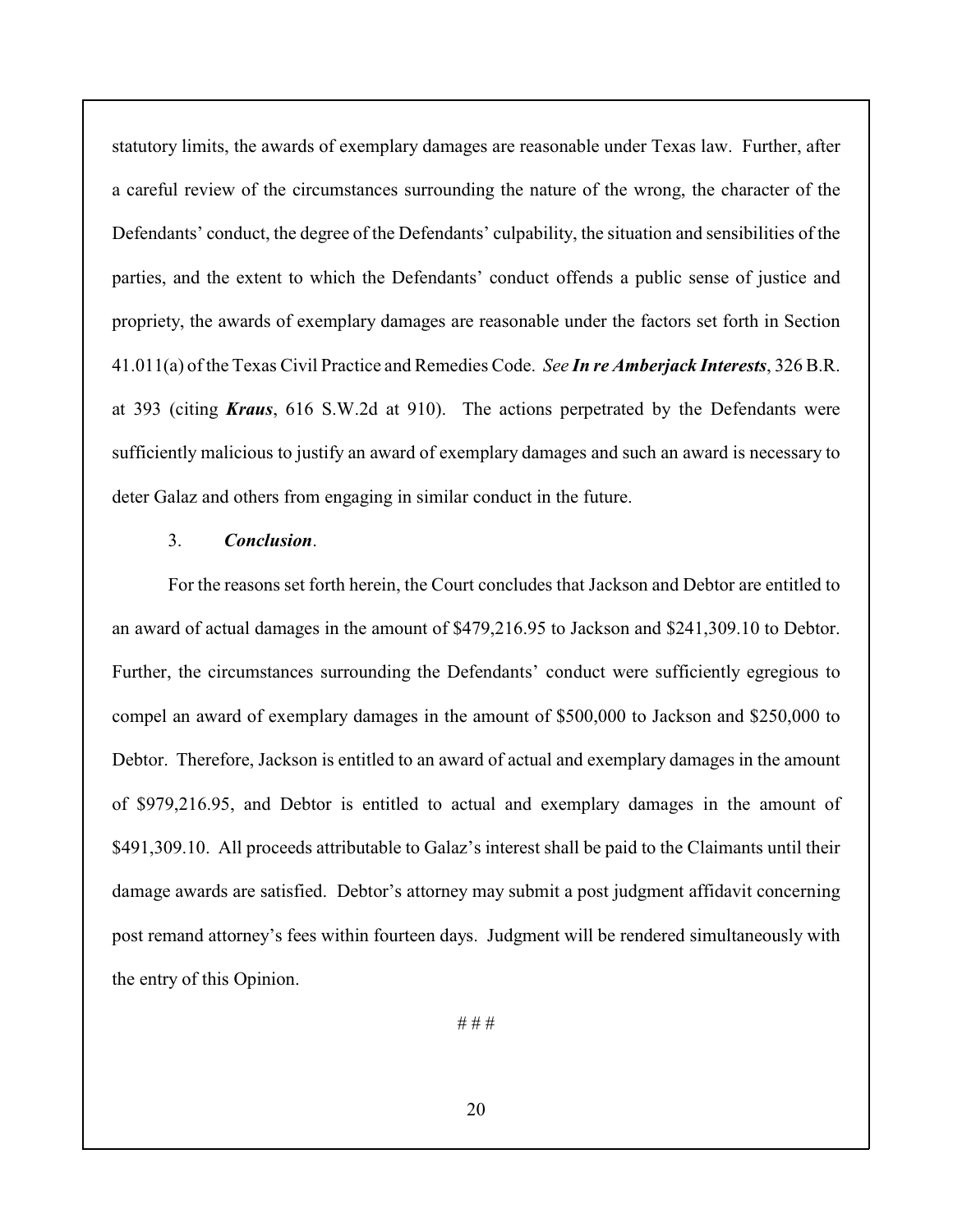statutory limits, the awards of exemplary damages are reasonable under Texas law. Further, after a careful review of the circumstances surrounding the nature of the wrong, the character of the Defendants' conduct, the degree of the Defendants' culpability, the situation and sensibilities of the parties, and the extent to which the Defendants' conduct offends a public sense of justice and propriety, the awards of exemplary damages are reasonable under the factors set forth in Section 41.011(a) of the Texas Civil Practice and Remedies Code. *See* ***In re Amberjack Interests***, 326 B.R. at 393 (citing ***Kraus***, 616 S.W.2d at 910). The actions perpetrated by the Defendants were sufficiently malicious to justify an award of exemplary damages and such an award is necessary to deter Galaz and others from engaging in similar conduct in the future.

3. ***Conclusion***.

For the reasons set forth herein, the Court concludes that Jackson and Debtor are entitled to an award of actual damages in the amount of $479,216.95 to Jackson and $241,309.10 to Debtor. Further, the circumstances surrounding the Defendants' conduct were sufficiently egregious to compel an award of exemplary damages in the amount of $500,000 to Jackson and $250,000 to Debtor. Therefore, Jackson is entitled to an award of actual and exemplary damages in the amount of $979,216.95, and Debtor is entitled to actual and exemplary damages in the amount of $491,309.10. All proceeds attributable to Galaz's interest shall be paid to the Claimants until their damage awards are satisfied. Debtor's attorney may submit a post judgment affidavit concerning post remand attorney's fees within fourteen days. Judgment will be rendered simultaneously with the entry of this Opinion.

# # #